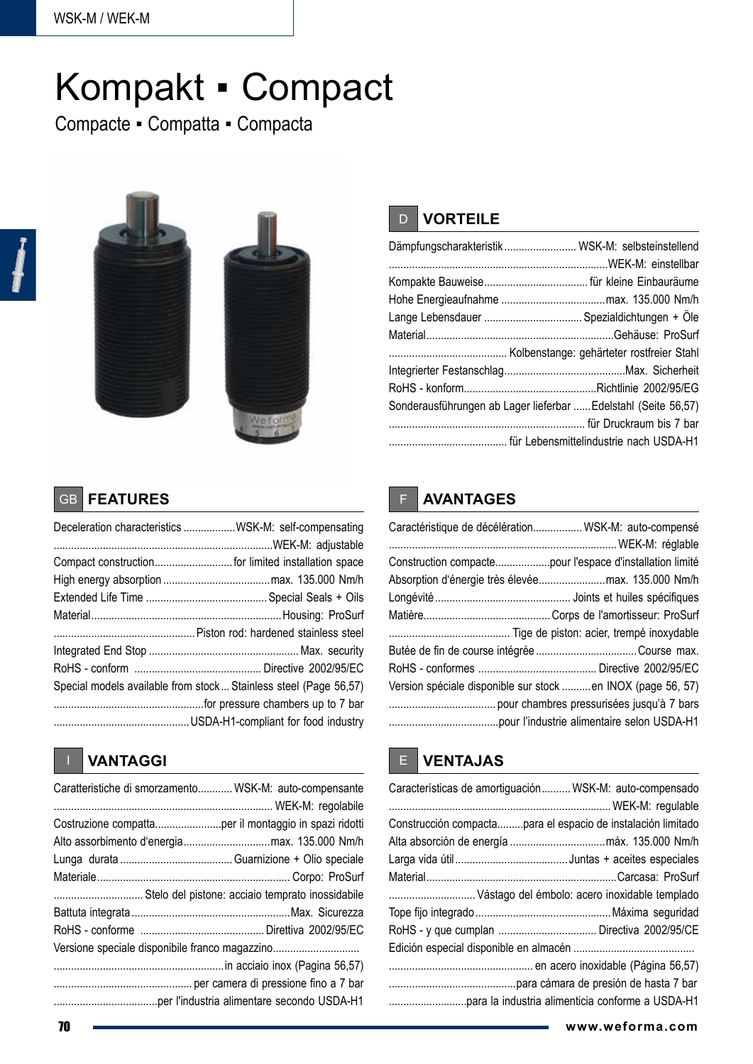# Kompakt ▪ Compact

Compacte ▪ Compatta ▪ Compacta

## D VORTEILE

| | |
|---|---|
| Dämpfungscharakteristik | WSK-M: selbsteinstellend |
| | WEK-M: einstellbar |
| Kompakte Bauweise | für kleine Einbauräume |
| Hohe Energieaufnahme | max. 135.000 Nm/h |
| Lange Lebensdauer | Spezialdichtungen + Öle |
| Material | Gehäuse: ProSurf |
| | Kolbenstange: gehärteter rostfreier Stahl |
| Integrierter Festanschlag | Max. Sicherheit |
| RoHS - konform | Richtlinie 2002/95/EG |
| Sonderausführungen ab Lager lieferbar | Edelstahl (Seite 56,57) |
| | für Druckraum bis 7 bar |
| | für Lebensmittelindustrie nach USDA-H1 |

## GB FEATURES

| | |
|---|---|
| Deceleration characteristics | WSK-M: self-compensating |
| | WEK-M: adjustable |
| Compact construction | for limited installation space |
| High energy absorption | max. 135.000 Nm/h |
| Extended Life Time | Special Seals + Oils |
| Material | Housing: ProSurf |
| | Piston rod: hardened stainless steel |
| Integrated End Stop | Max. security |
| RoHS - conform | Directive 2002/95/EC |
| Special models available from stock | Stainless steel (Page 56,57) |
| | for pressure chambers up to 7 bar |
| | USDA-H1-compliant for food industry |

## F AVANTAGES

| | |
|---|---|
| Caractéristique de décélération | WSK-M: auto-compensé |
| | WEK-M: réglable |
| Construction compacte | pour l'espace d'installation limité |
| Absorption d'énergie très élevée | max. 135.000 Nm/h |
| Longévité | Joints et huiles spécifiques |
| Matière | Corps de l'amortisseur: ProSurf |
| | Tige de piston: acier, trempé inoxydable |
| Butée de fin de course intégrée | Course max. |
| RoHS - conformes | Directive 2002/95/EC |
| Version spéciale disponible sur stock | en INOX (page 56, 57) |
| | pour chambres pressurisées jusqu'à 7 bars |
| | pour l'industrie alimentaire selon USDA-H1 |

## I VANTAGGI

| | |
|---|---|
| Caratteristiche di smorzamento | WSK-M: auto-compensante |
| | WEK-M: regolabile |
| Costruzione compatta | per il montaggio in spazi ridotti |
| Alto assorbimento d'energia | max. 135.000 Nm/h |
| Lunga durata | Guarnizione + Olio speciale |
| Materiale | Corpo: ProSurf |
| | Stelo del pistone: acciaio temprato inossidabile |
| Battuta integrata | Max. Sicurezza |
| RoHS - conforme | Direttiva 2002/95/EC |
| Versione speciale disponibile franco magazzino | |
| | in acciaio inox (Pagina 56,57) |
| | per camera di pressione fino a 7 bar |
| | per l'industria alimentare secondo USDA-H1 |

## E VENTAJAS

| | |
|---|---|
| Características de amortiguación | WSK-M: auto-compensado |
| | WEK-M: regulable |
| Construcción compacta | para el espacio de instalación limitado |
| Alta absorción de energía | máx. 135.000 Nm/h |
| Larga vida útil | Juntas + aceites especiales |
| Material | Carcasa: ProSurf |
| | Vástago del émbolo: acero inoxidable templado |
| Tope fijo integrado | Máxima seguridad |
| RoHS - y que cumplan | Directiva 2002/95/CE |
| Edición especial disponible en almacén | |
| | en acero inoxidable (Página 56,57) |
| | para cámara de presión de hasta 7 bar |
| | para la industria alimenticia conforme a USDA-H1 |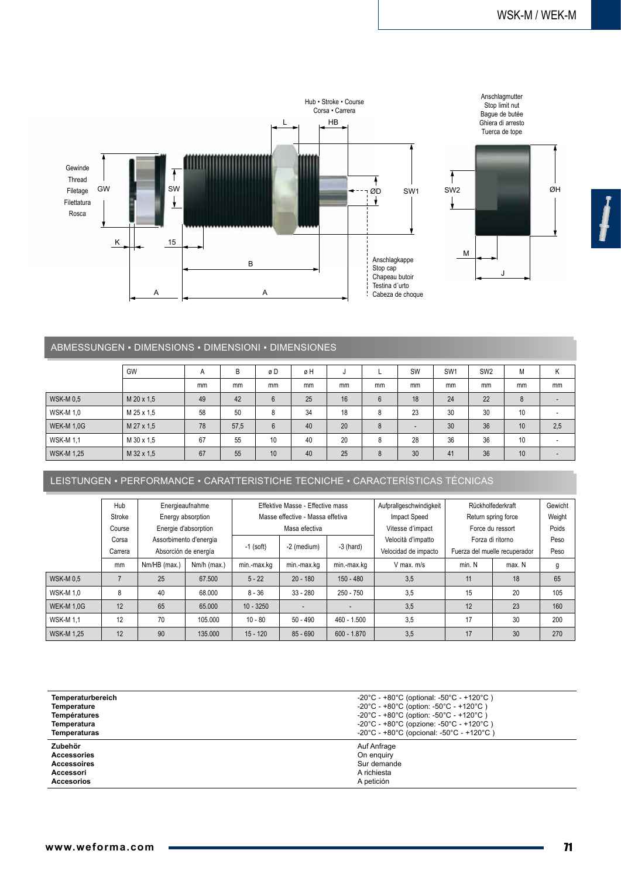Hub • Stroke • Course
Corsa • Carrera

Anschlagmutter
Stop limit nut
Bague de butée
Ghiera di arresto
Tuerca de tope

Gewinde
Thread
Filetage
Filettatura
Rosca

GW SW K 15 B A A L HB ØD SW1 SW2 ØH M J

Anschlagkappe
Stop cap
Chapeau butoir
Testina d´urto
Cabeza de choque

## ABMESSUNGEN • DIMENSIONS • DIMENSIONI • DIMENSIONES

| | GW | A | B | ø D | ø H | J | L | SW | SW1 | SW2 | M | K |
|---|---|---|---|---|---|---|---|---|---|---|---|---|
| | | mm | mm | mm | mm | mm | mm | mm | mm | mm | mm | mm |
| WSK-M 0,5 | M 20 x 1,5 | 49 | 42 | 6 | 25 | 16 | 6 | 18 | 24 | 22 | 8 | - |
| WSK-M 1,0 | M 25 x 1,5 | 58 | 50 | 8 | 34 | 18 | 8 | 23 | 30 | 30 | 10 | - |
| WEK-M 1,0G | M 27 x 1,5 | 78 | 57,5 | 6 | 40 | 20 | 8 | - | 30 | 36 | 10 | 2,5 |
| WSK-M 1,1 | M 30 x 1,5 | 67 | 55 | 10 | 40 | 20 | 8 | 28 | 36 | 36 | 10 | - |
| WSK-M 1,25 | M 32 x 1,5 | 67 | 55 | 10 | 40 | 25 | 8 | 30 | 41 | 36 | 10 | - |

## LEISTUNGEN • PERFORMANCE • CARATTERISTICHE TECNICHE • CARACTERÍSTICAS TÉCNICAS

| | Hub Stroke Course Corsa Carrera | Energieaufnahme Energy absorption Energie d'absorption Assorbimento d'energia Absorción de energía | | Effektive Masse - Effective mass Masse effective - Massa effetiva Masa efectiva | | | Aufprallgeschwindigkeit Impact Speed Vitesse d'impact Velocità d'impatto Velocidad de impacto | Rückholfederkraft Return spring force Force du ressort Forza di ritorno Fuerza del muelle recuperador | | Gewicht Weight Poids Peso Peso |
|---|---|---|---|---|---|---|---|---|---|---|
| | | | | -1 (soft) | -2 (medium) | -3 (hard) | | | | |
| | mm | Nm/HB (max.) | Nm/h (max.) | min.-max.kg | min.-max.kg | min.-max.kg | V max. m/s | min. N | max. N | g |
| WSK-M 0,5 | 7 | 25 | 67.500 | 5 - 22 | 20 - 180 | 150 - 480 | 3,5 | 11 | 18 | 65 |
| WSK-M 1,0 | 8 | 40 | 68.000 | 8 - 36 | 33 - 280 | 250 - 750 | 3,5 | 15 | 20 | 105 |
| WEK-M 1,0G | 12 | 65 | 65.000 | 10 - 3250 | - | - | 3,5 | 12 | 23 | 160 |
| WSK-M 1,1 | 12 | 70 | 105.000 | 10 - 80 | 50 - 490 | 460 - 1.500 | 3,5 | 17 | 30 | 200 |
| WSK-M 1,25 | 12 | 90 | 135.000 | 15 - 120 | 85 - 690 | 600 - 1.870 | 3,5 | 17 | 30 | 270 |

| | |
|---|---|
| **Temperaturbereich** | -20°C - +80°C (optional: -50°C - +120°C ) |
| **Temperature** | -20°C - +80°C (option: -50°C - +120°C ) |
| **Températures** | -20°C - +80°C (option: -50°C - +120°C ) |
| **Temperatura** | -20°C - +80°C (opzione: -50°C - +120°C ) |
| **Temperaturas** | -20°C - +80°C (opcional: -50°C - +120°C ) |
| **Zubehör** | Auf Anfrage |
| **Accessories** | On enquiry |
| **Accessoires** | Sur demande |
| **Accessori** | A richiesta |
| **Accesorios** | A petición |

www.weforma.com